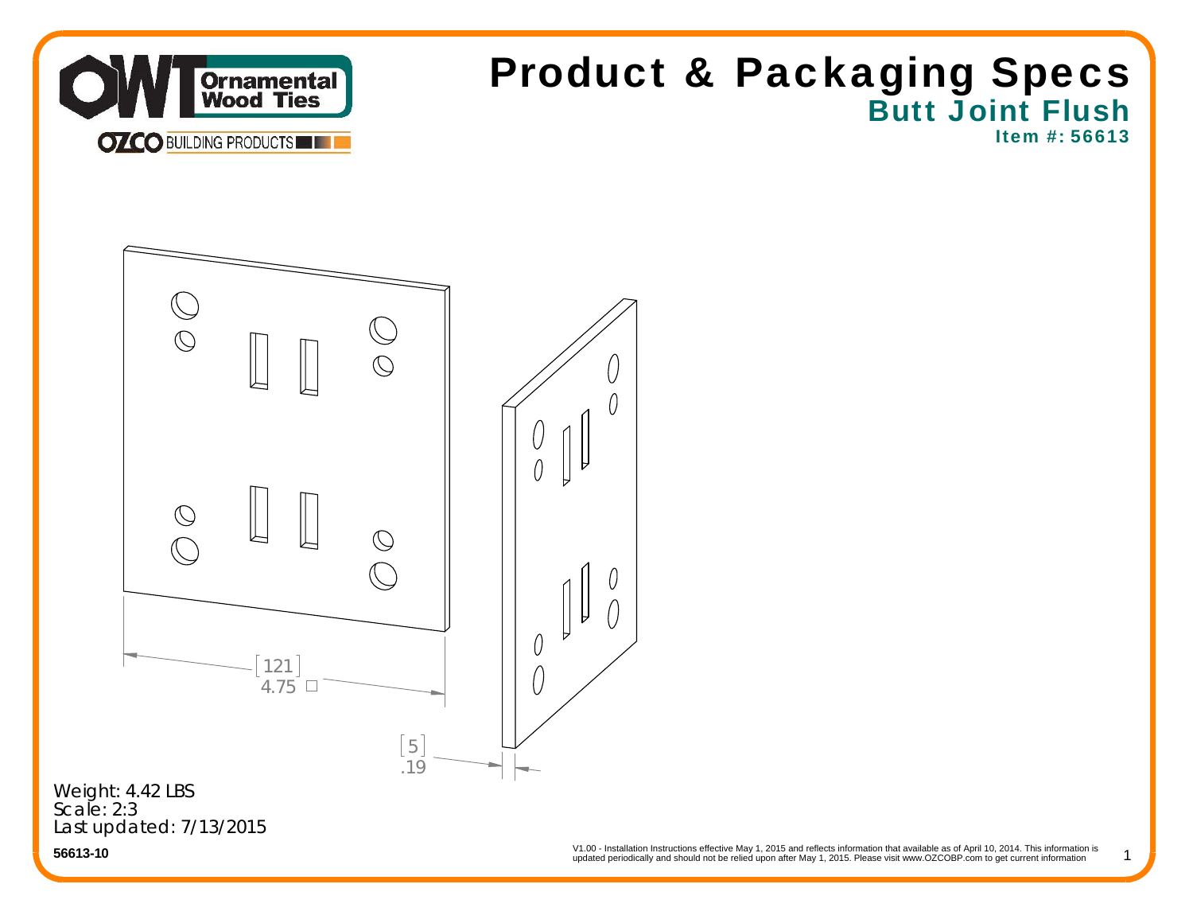Ornamental Wood Ties

OZCO BUILDING PRODUCTS

# Product & Packaging Specs

## Butt Joint Flush

### Item #: 56613

[121] 4.75 □

[5] .19

Weight: 4.42 LBS
Scale: 2:3
Last updated: 7/13/2015

**56613-10**

V1.00 - Installation Instructions effective May 1, 2015 and reflects information that available as of April 10, 2014. This information is updated periodically and should not be relied upon after May 1, 2015. Please visit www.OZCOBP.com to get current information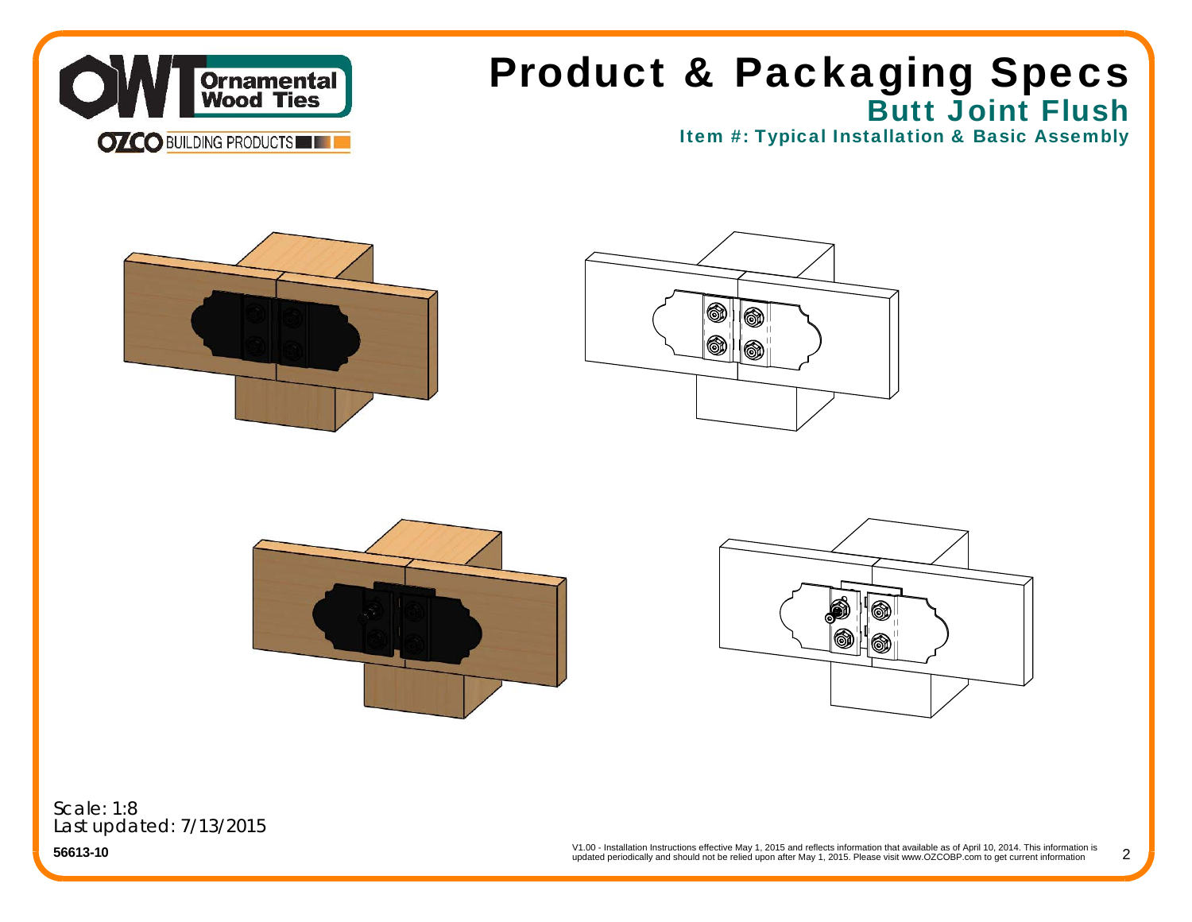# Product & Packaging Specs

## Butt Joint Flush

### Item #: Typical Installation & Basic Assembly

Scale: 1:8
Last updated: 7/13/2015

**56613-10**

V1.00 - Installation Instructions effective May 1, 2015 and reflects information that available as of April 10, 2014. This information is updated periodically and should not be relied upon after May 1, 2015. Please visit www.OZCOBP.com to get current information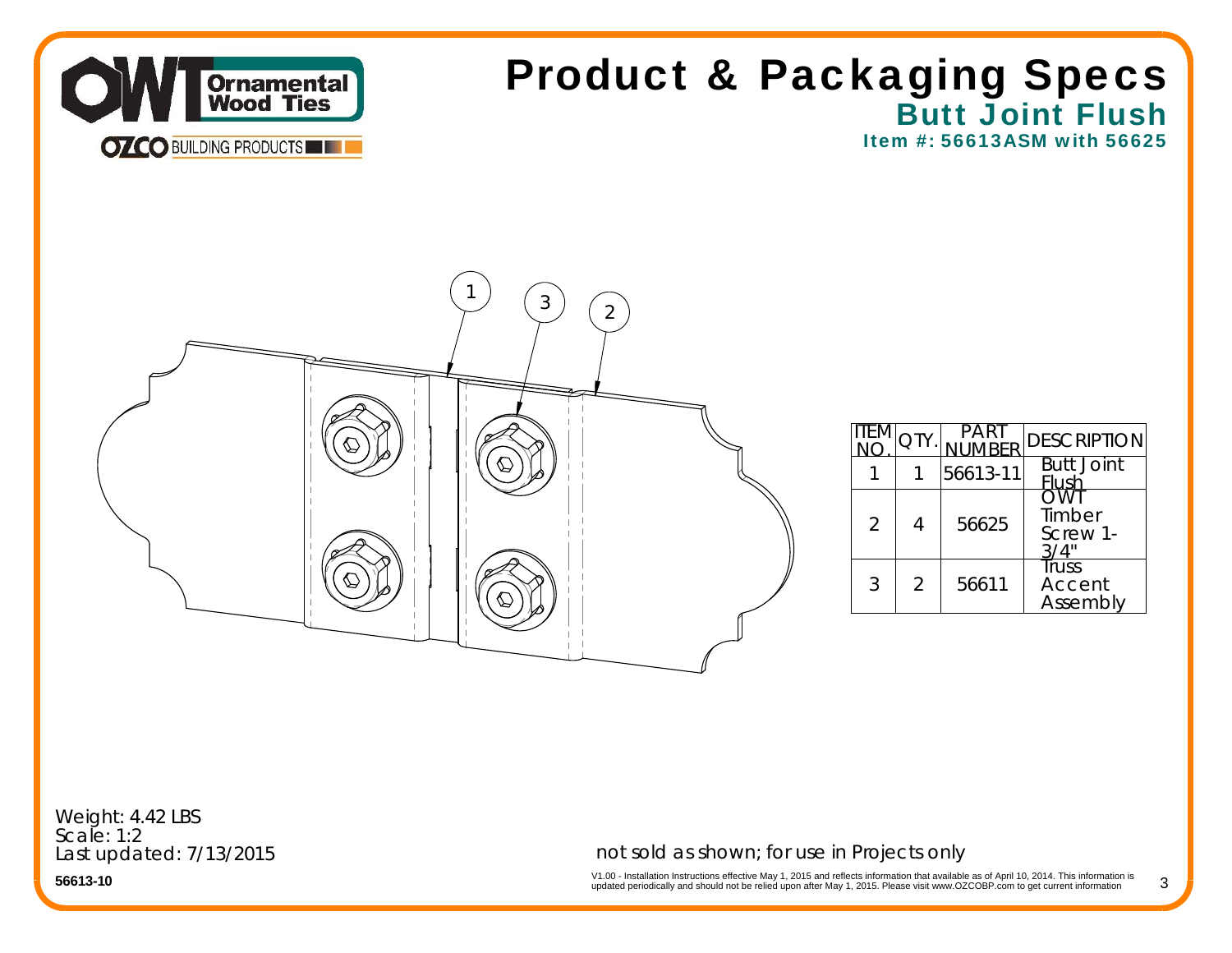# Product & Packaging Specs

## Butt Joint Flush

### Item #: 56613ASM with 56625

| ITEM NO. | QTY. | PART NUMBER | DESCRIPTION |
|---|---|---|---|
| 1 | 1 | 56613-11 | Butt Joint Flush |
| 2 | 4 | 56625 | OWT Timber Screw 1-3/4" |
| 3 | 2 | 56611 | Truss Accent Assembly |

Weight: 4.42 LBS
Scale: 1:2
Last updated: 7/13/2015

not sold as shown; for use in Projects only

56613-10

V1.00 - Installation Instructions effective May 1, 2015 and reflects information that available as of April 10, 2014. This information is updated periodically and should not be relied upon after May 1, 2015. Please visit www.OZCOBP.com to get current information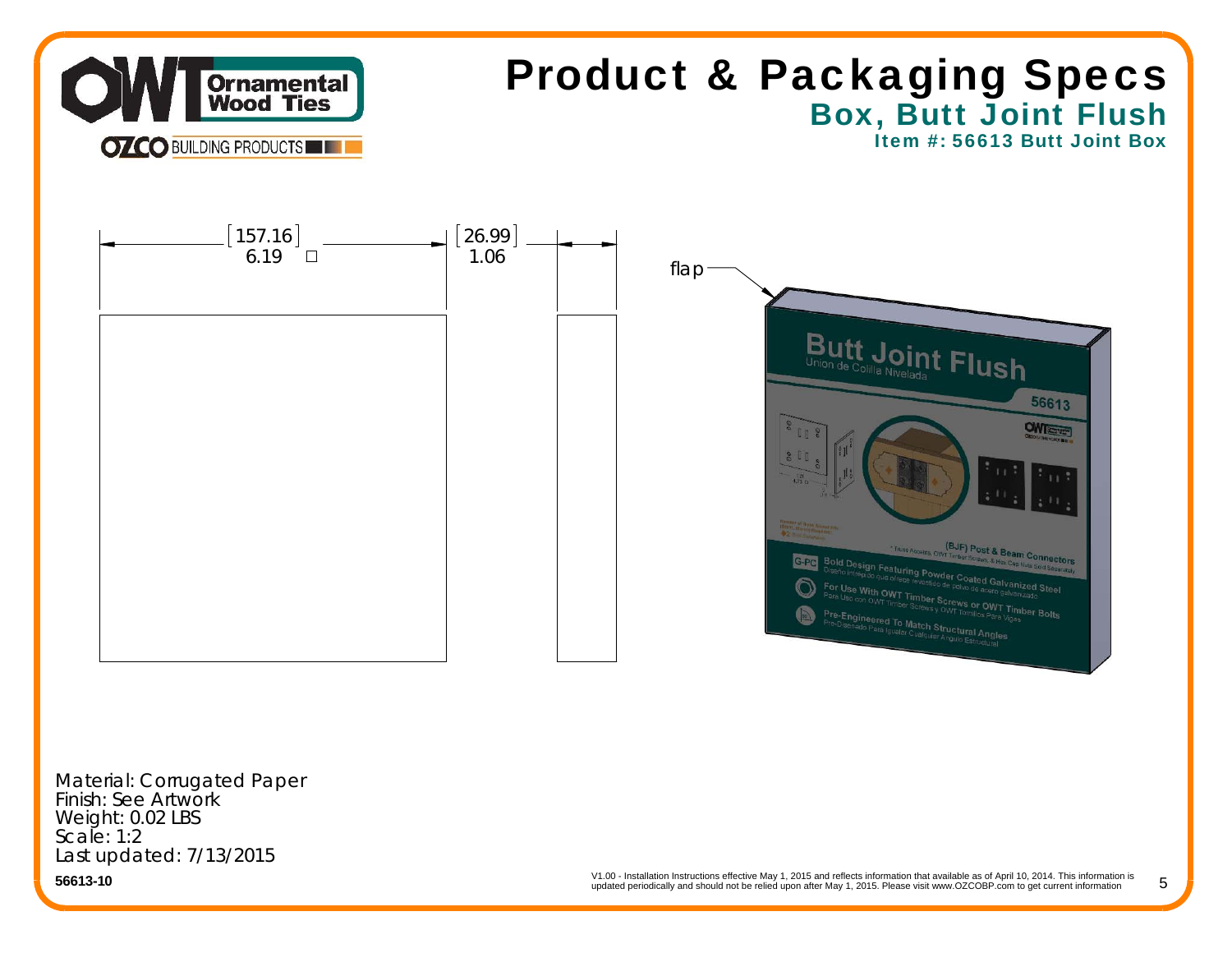# Product & Packaging Specs

## Box, Butt Joint Flush

### Item #: 56613 Butt Joint Box

[157.16]
6.19 □

[26.99]
1.06

flap

Material: Corrugated Paper
Finish: See Artwork
Weight: 0.02 LBS
Scale: 1:2
Last updated: 7/13/2015

**56613-10**

V1.00 - Installation Instructions effective May 1, 2015 and reflects information that available as of April 10, 2014. This information is updated periodically and should not be relied upon after May 1, 2015. Please visit www.OZCOBP.com to get current information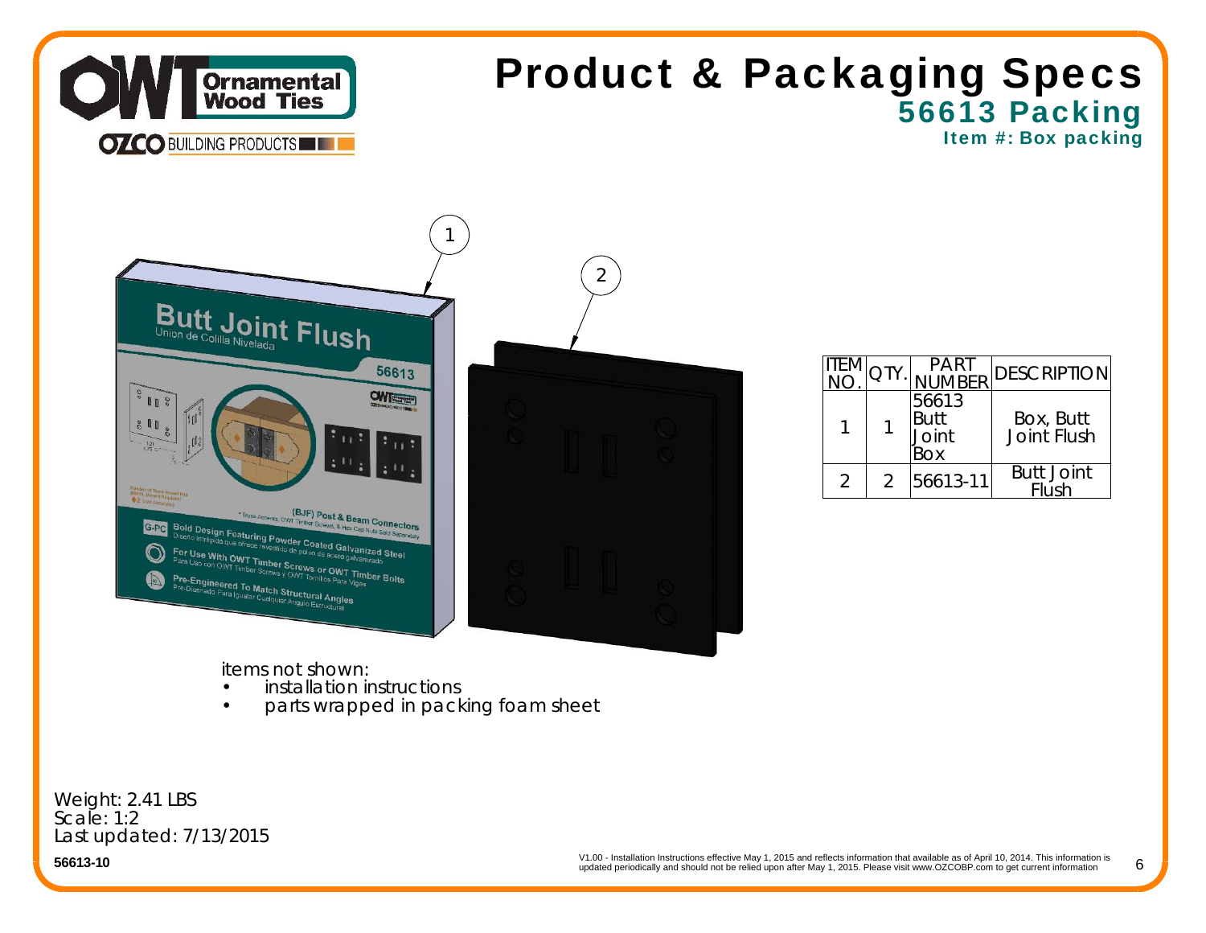# Product & Packaging Specs

## 56613 Packing

### Item #: Box packing

| ITEM NO. | QTY. | PART NUMBER | DESCRIPTION |
|---|---|---|---|
| 1 | 1 | 56613 Butt Joint Box | Box, Butt Joint Flush |
| 2 | 2 | 56613-11 | Butt Joint Flush |

items not shown:

- installation instructions
- parts wrapped in packing foam sheet

Weight: 2.41 LBS
Scale: 1:2
Last updated: 7/13/2015

56613-10

V1.00 - Installation Instructions effective May 1, 2015 and reflects information that available as of April 10, 2014. This information is updated periodically and should not be relied upon after May 1, 2015. Please visit www.OZCOBP.com to get current information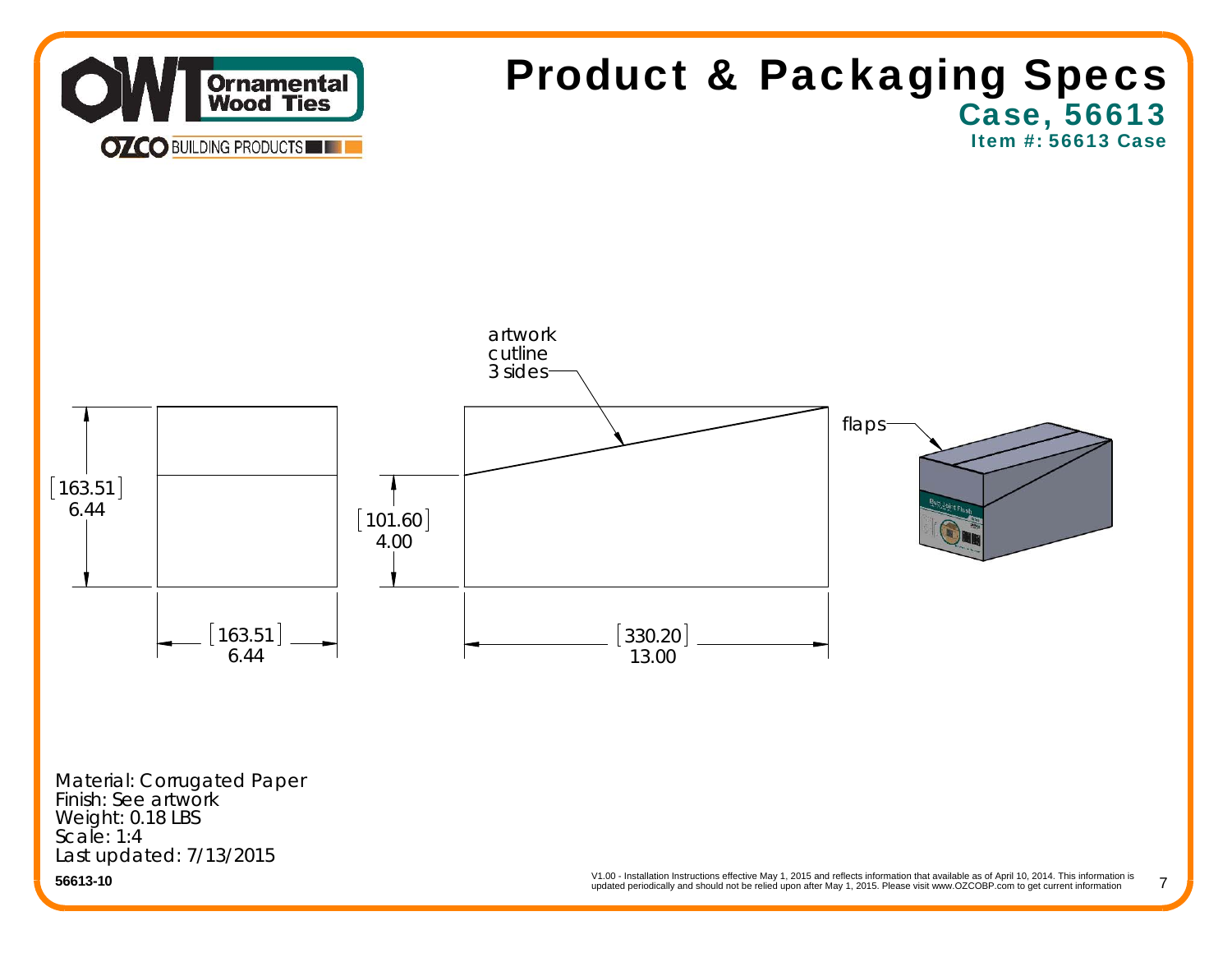# Product & Packaging Specs

## Case, 56613

### Item #: 56613 Case

artwork cutline 3 sides

flaps

[163.51] 6.44

[163.51] 6.44

[101.60] 4.00

[330.20] 13.00

Material: Corrugated Paper
Finish: See artwork
Weight: 0.18 LBS
Scale: 1:4
Last updated: 7/13/2015

**56613-10**

V1.00 - Installation Instructions effective May 1, 2015 and reflects information that available as of April 10, 2014. This information is updated periodically and should not be relied upon after May 1, 2015. Please visit www.OZCOBP.com to get current information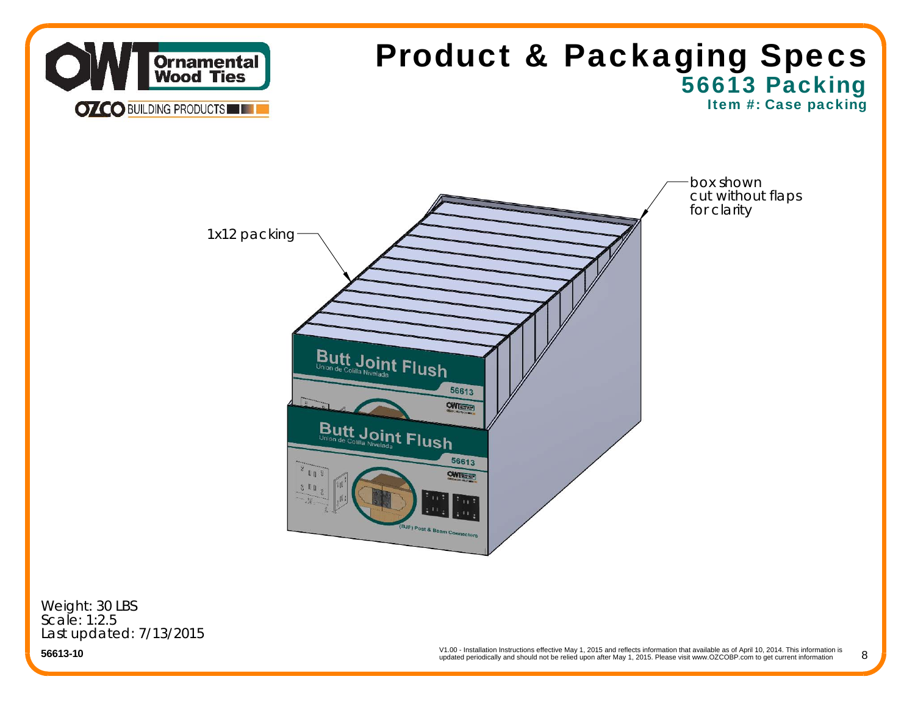# Product & Packaging Specs

## 56613 Packing

### Item #: Case packing

1x12 packing

box shown cut without flaps for clarity

Weight: 30 LBS
Scale: 1:2.5
Last updated: 7/13/2015

56613-10

V1.00 - Installation Instructions effective May 1, 2015 and reflects information that available as of April 10, 2014. This information is updated periodically and should not be relied upon after May 1, 2015. Please visit www.OZCOBP.com to get current information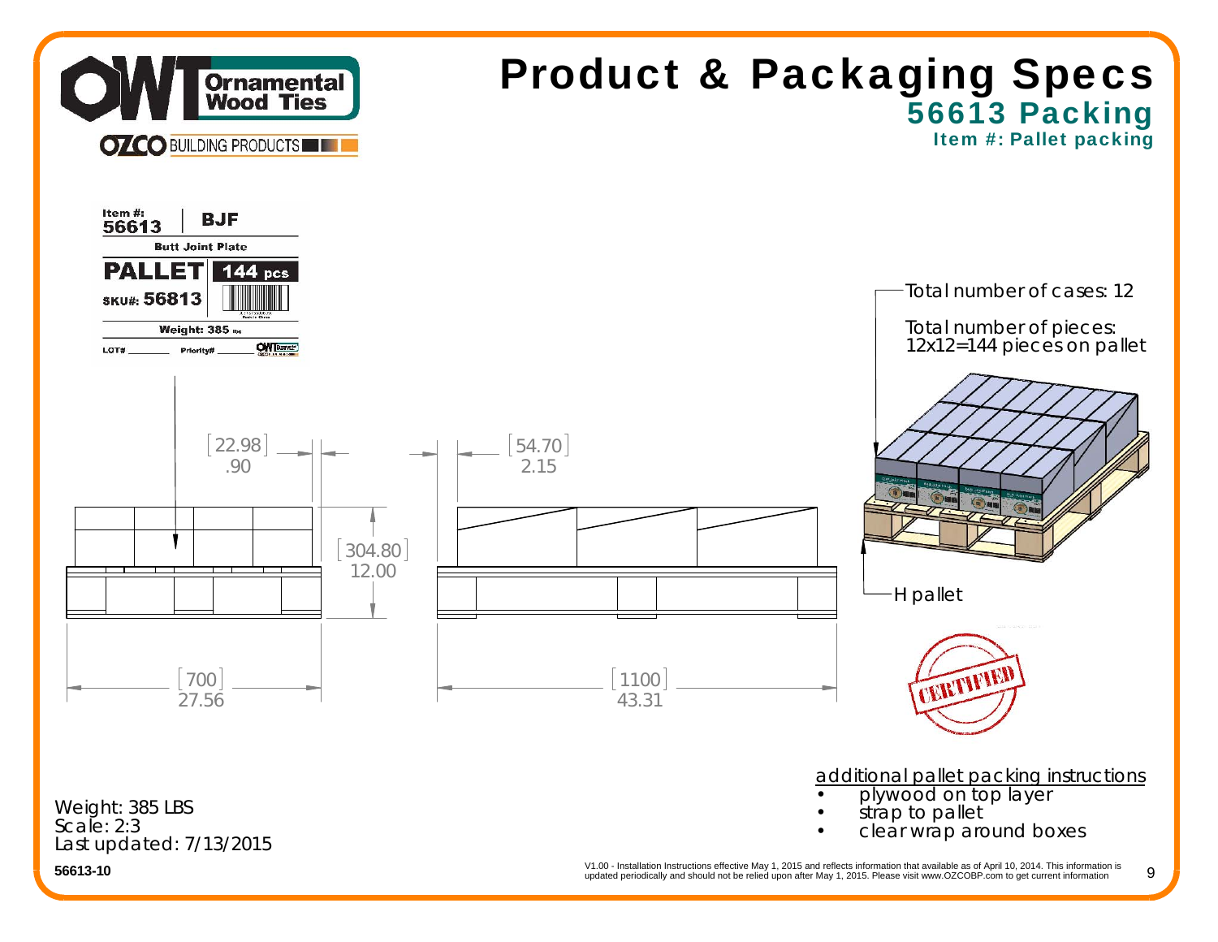# Product & Packaging Specs

## 56613 Packing

### Item #: Pallet packing

Item #: 56613 | BJF

Butt Joint Plate

PALLET 144 pcs

SKU#: 56813

Weight: 385 lbs

LOT# ________ Priority# ________

[22.98]
.90

[54.70]
2.15

[304.80]
12.00

[700]
27.56

[1100]
43.31

Total number of cases: 12

Total number of pieces:
12x12=144 pieces on pallet

H pallet

CERTIFIED

additional pallet packing instructions

- plywood on top layer
- strap to pallet
- clear wrap around boxes

Weight: 385 LBS
Scale: 2:3
Last updated: 7/13/2015

56613-10

V1.00 - Installation Instructions effective May 1, 2015 and reflects information that available as of April 10, 2014. This information is updated periodically and should not be relied upon after May 1, 2015. Please visit www.OZCOBP.com to get current information